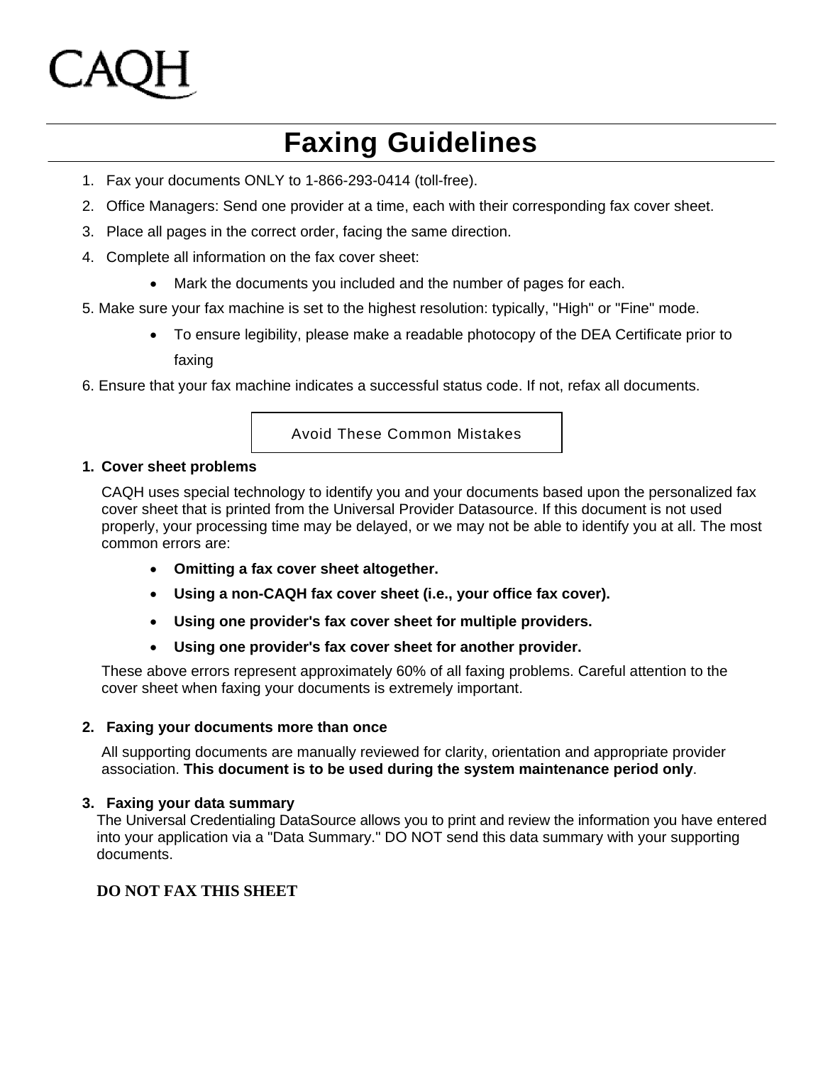CAQH

# Faxing Guidelines

1. Fax your documents ONLY to 1-866-293-0414 (toll-free).
2. Office Managers: Send one provider at a time, each with their corresponding fax cover sheet.
3. Place all pages in the correct order, facing the same direction.
4. Complete all information on the fax cover sheet:
   - Mark the documents you included and the number of pages for each.
5. Make sure your fax machine is set to the highest resolution: typically, "High" or "Fine" mode.
   - To ensure legibility, please make a readable photocopy of the DEA Certificate prior to faxing
6. Ensure that your fax machine indicates a successful status code. If not, refax all documents.

## Avoid These Common Mistakes

**1. Cover sheet problems**

CAQH uses special technology to identify you and your documents based upon the personalized fax cover sheet that is printed from the Universal Provider Datasource. If this document is not used properly, your processing time may be delayed, or we may not be able to identify you at all. The most common errors are:

- **Omitting a fax cover sheet altogether.**
- **Using a non-CAQH fax cover sheet (i.e., your office fax cover).**
- **Using one provider's fax cover sheet for multiple providers.**
- **Using one provider's fax cover sheet for another provider.**

These above errors represent approximately 60% of all faxing problems. Careful attention to the cover sheet when faxing your documents is extremely important.

**2. Faxing your documents more than once**

All supporting documents are manually reviewed for clarity, orientation and appropriate provider association. **This document is to be used during the system maintenance period only**.

**3. Faxing your data summary**

The Universal Credentialing DataSource allows you to print and review the information you have entered into your application via a "Data Summary." DO NOT send this data summary with your supporting documents.

**DO NOT FAX THIS SHEET**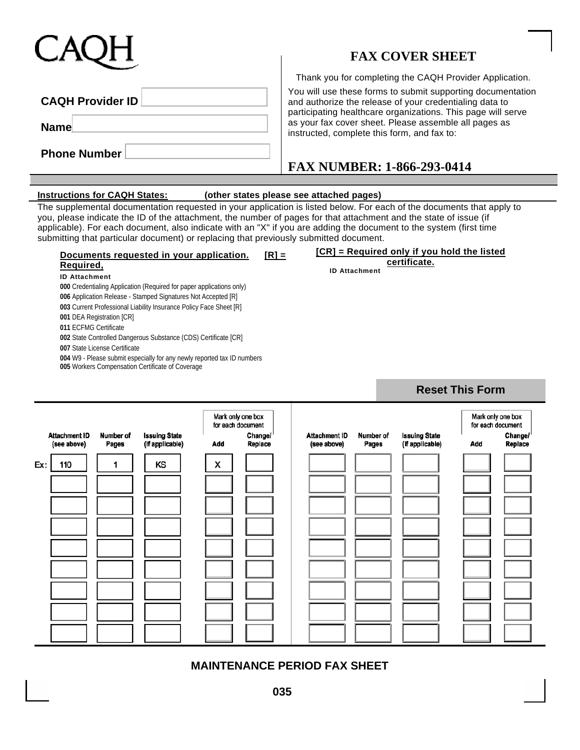CAQH

# FAX COVER SHEET

**CAQH Provider ID** \_\_\_\_\_\_\_\_\_\_\_\_\_\_\_\_\_\_\_\_

**Name** \_\_\_\_\_\_\_\_\_\_\_\_\_\_\_\_\_\_\_\_

**Phone Number** \_\_\_\_\_\_\_\_\_\_\_\_\_\_\_\_\_\_\_\_

Thank you for completing the CAQH Provider Application.

You will use these forms to submit supporting documentation and authorize the release of your credentialing data to participating healthcare organizations. This page will serve as your fax cover sheet. Please assemble all pages as instructed, complete this form, and fax to:

## FAX NUMBER: 1-866-293-0414

**Instructions for CAQH States:** **(other states please see attached pages)**

The supplemental documentation requested in your application is listed below. For each of the documents that apply to you, please indicate the ID of the attachment, the number of pages for that attachment and the state of issue (if applicable). For each document, also indicate with an "X" if you are adding the document to the system (first time submitting that particular document) or replacing that previously submitted document.

**Documents requested in your application. [R] = Required,** **[CR] = Required only if you hold the listed certificate.**

**ID Attachment**

- **000** Credentialing Application (Required for paper applications only)
- **006** Application Release - Stamped Signatures Not Accepted [R]
- **003** Current Professional Liability Insurance Policy Face Sheet [R]
- **001** DEA Registration [CR]
- **011** ECFMG Certificate
- **002** State Controlled Dangerous Substance (CDS) Certificate [CR]
- **007** State License Certificate
- **004** W9 - Please submit especially for any newly reported tax ID numbers
- **005** Workers Compensation Certificate of Coverage

**Reset This Form**

| | Attachment ID (see above) | Number of Pages | Issuing State (if applicable) | Add (Mark only one box for each document) | Change/ Replace | Attachment ID (see above) | Number of Pages | Issuing State (if applicable) | Add (Mark only one box for each document) | Change/ Replace |
|---|---|---|---|---|---|---|---|---|---|---|
| Ex: | 110 | 1 | KS | X | | | | | | |
| | | | | | | | | | | |
| | | | | | | | | | | |
| | | | | | | | | | | |
| | | | | | | | | | | |
| | | | | | | | | | | |
| | | | | | | | | | | |
| | | | | | | | | | | |
| | | | | | | | | | | |

**MAINTENANCE PERIOD FAX SHEET**

035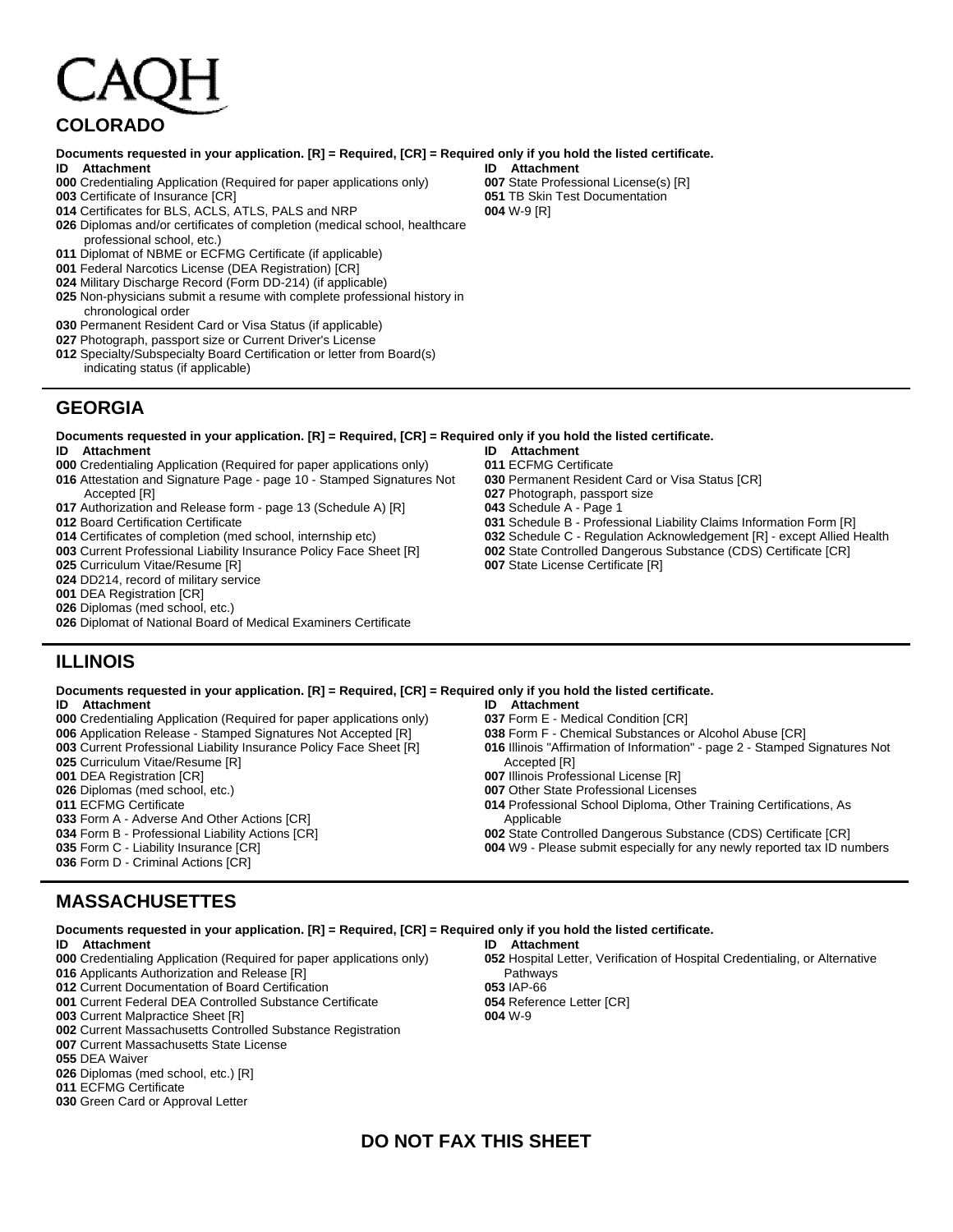CAQH

## COLORADO

**Documents requested in your application. [R] = Required, [CR] = Required only if you hold the listed certificate.**

**ID Attachment**

- **000** Credentialing Application (Required for paper applications only)
- **003** Certificate of Insurance [CR]
- **014** Certificates for BLS, ACLS, ATLS, PALS and NRP
- **026** Diplomas and/or certificates of completion (medical school, healthcare professional school, etc.)
- **011** Diplomat of NBME or ECFMG Certificate (if applicable)
- **001** Federal Narcotics License (DEA Registration) [CR]
- **024** Military Discharge Record (Form DD-214) (if applicable)
- **025** Non-physicians submit a resume with complete professional history in chronological order
- **030** Permanent Resident Card or Visa Status (if applicable)
- **027** Photograph, passport size or Current Driver's License
- **012** Specialty/Subspecialty Board Certification or letter from Board(s) indicating status (if applicable)
- **007** State Professional License(s) [R]
- **051** TB Skin Test Documentation
- **004** W-9 [R]

## GEORGIA

**Documents requested in your application. [R] = Required, [CR] = Required only if you hold the listed certificate.**

**ID Attachment**

- **000** Credentialing Application (Required for paper applications only)
- **016** Attestation and Signature Page - page 10 - Stamped Signatures Not Accepted [R]
- **017** Authorization and Release form - page 13 (Schedule A) [R]
- **012** Board Certification Certificate
- **014** Certificates of completion (med school, internship etc)
- **003** Current Professional Liability Insurance Policy Face Sheet [R]
- **025** Curriculum Vitae/Resume [R]
- **024** DD214, record of military service
- **001** DEA Registration [CR]
- **026** Diplomas (med school, etc.)
- **026** Diplomat of National Board of Medical Examiners Certificate
- **011** ECFMG Certificate
- **030** Permanent Resident Card or Visa Status [CR]
- **027** Photograph, passport size
- **043** Schedule A - Page 1
- **031** Schedule B - Professional Liability Claims Information Form [R]
- **032** Schedule C - Regulation Acknowledgement [R] - except Allied Health
- **002** State Controlled Dangerous Substance (CDS) Certificate [CR]
- **007** State License Certificate [R]

## ILLINOIS

**Documents requested in your application. [R] = Required, [CR] = Required only if you hold the listed certificate.**

**ID Attachment**

- **000** Credentialing Application (Required for paper applications only)
- **006** Application Release - Stamped Signatures Not Accepted [R]
- **003** Current Professional Liability Insurance Policy Face Sheet [R]
- **025** Curriculum Vitae/Resume [R]
- **001** DEA Registration [CR]
- **026** Diplomas (med school, etc.)
- **011** ECFMG Certificate
- **033** Form A - Adverse And Other Actions [CR]
- **034** Form B - Professional Liability Actions [CR]
- **035** Form C - Liability Insurance [CR]
- **036** Form D - Criminal Actions [CR]
- **037** Form E - Medical Condition [CR]
- **038** Form F - Chemical Substances or Alcohol Abuse [CR]
- **016** Illinois "Affirmation of Information" - page 2 - Stamped Signatures Not Accepted [R]
- **007** Illinois Professional License [R]
- **007** Other State Professional Licenses
- **014** Professional School Diploma, Other Training Certifications, As Applicable
- **002** State Controlled Dangerous Substance (CDS) Certificate [CR]
- **004** W9 - Please submit especially for any newly reported tax ID numbers

## MASSACHUSETTES

**Documents requested in your application. [R] = Required, [CR] = Required only if you hold the listed certificate.**

**ID Attachment**

- **000** Credentialing Application (Required for paper applications only)
- **016** Applicants Authorization and Release [R]
- **012** Current Documentation of Board Certification
- **001** Current Federal DEA Controlled Substance Certificate
- **003** Current Malpractice Sheet [R]
- **002** Current Massachusetts Controlled Substance Registration
- **007** Current Massachusetts State License
- **055** DEA Waiver
- **026** Diplomas (med school, etc.) [R]
- **011** ECFMG Certificate
- **030** Green Card or Approval Letter
- **052** Hospital Letter, Verification of Hospital Credentialing, or Alternative Pathways
- **053** IAP-66
- **054** Reference Letter [CR]
- **004** W-9

**DO NOT FAX THIS SHEET**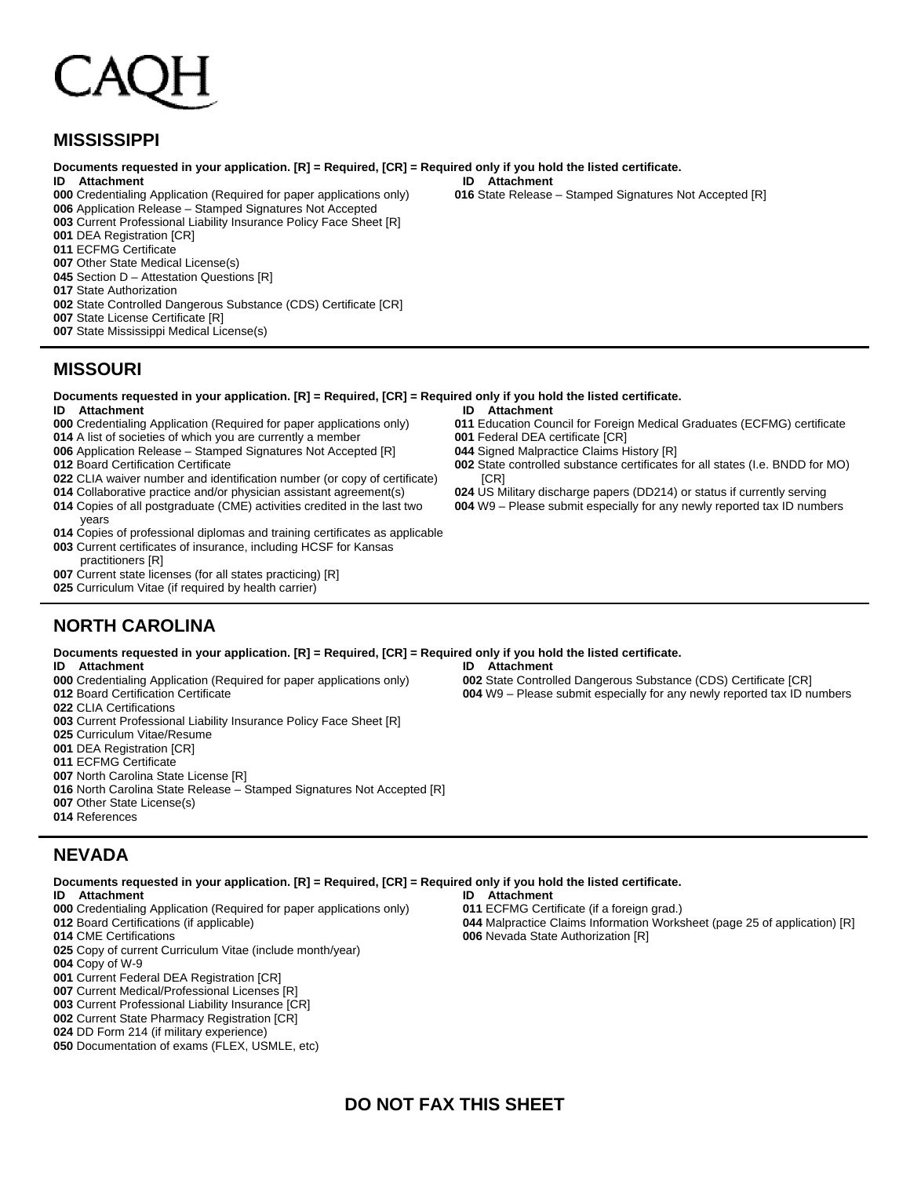CAQH

## MISSISSIPPI

**Documents requested in your application. [R] = Required, [CR] = Required only if you hold the listed certificate.**

| ID | Attachment |
|---|---|
| **000** | Credentialing Application (Required for paper applications only) |
| **006** | Application Release – Stamped Signatures Not Accepted |
| **003** | Current Professional Liability Insurance Policy Face Sheet [R] |
| **001** | DEA Registration [CR] |
| **011** | ECFMG Certificate |
| **007** | Other State Medical License(s) |
| **045** | Section D – Attestation Questions [R] |
| **017** | State Authorization |
| **002** | State Controlled Dangerous Substance (CDS) Certificate [CR] |
| **007** | State License Certificate [R] |
| **007** | State Mississippi Medical License(s) |
| **016** | State Release – Stamped Signatures Not Accepted [R] |

## MISSOURI

**Documents requested in your application. [R] = Required, [CR] = Required only if you hold the listed certificate.**

| ID | Attachment |
|---|---|
| **000** | Credentialing Application (Required for paper applications only) |
| **014** | A list of societies of which you are currently a member |
| **006** | Application Release – Stamped Signatures Not Accepted [R] |
| **012** | Board Certification Certificate |
| **022** | CLIA waiver number and identification number (or copy of certificate) |
| **014** | Collaborative practice and/or physician assistant agreement(s) |
| **014** | Copies of all postgraduate (CME) activities credited in the last two years |
| **014** | Copies of professional diplomas and training certificates as applicable |
| **003** | Current certificates of insurance, including HCSF for Kansas practitioners [R] |
| **007** | Current state licenses (for all states practicing) [R] |
| **025** | Curriculum Vitae (if required by health carrier) |
| **011** | Education Council for Foreign Medical Graduates (ECFMG) certificate |
| **001** | Federal DEA certificate [CR] |
| **044** | Signed Malpractice Claims History [R] |
| **002** | State controlled substance certificates for all states (I.e. BNDD for MO) [CR] |
| **024** | US Military discharge papers (DD214) or status if currently serving |
| **004** | W9 – Please submit especially for any newly reported tax ID numbers |

## NORTH CAROLINA

**Documents requested in your application. [R] = Required, [CR] = Required only if you hold the listed certificate.**

| ID | Attachment |
|---|---|
| **000** | Credentialing Application (Required for paper applications only) |
| **012** | Board Certification Certificate |
| **022** | CLIA Certifications |
| **003** | Current Professional Liability Insurance Policy Face Sheet [R] |
| **025** | Curriculum Vitae/Resume |
| **001** | DEA Registration [CR] |
| **011** | ECFMG Certificate |
| **007** | North Carolina State License [R] |
| **016** | North Carolina State Release – Stamped Signatures Not Accepted [R] |
| **007** | Other State License(s) |
| **014** | References |
| **002** | State Controlled Dangerous Substance (CDS) Certificate [CR] |
| **004** | W9 – Please submit especially for any newly reported tax ID numbers |

## NEVADA

**Documents requested in your application. [R] = Required, [CR] = Required only if you hold the listed certificate.**

| ID | Attachment |
|---|---|
| **000** | Credentialing Application (Required for paper applications only) |
| **012** | Board Certifications (if applicable) |
| **014** | CME Certifications |
| **025** | Copy of current Curriculum Vitae (include month/year) |
| **004** | Copy of W-9 |
| **001** | Current Federal DEA Registration [CR] |
| **007** | Current Medical/Professional Licenses [R] |
| **003** | Current Professional Liability Insurance [CR] |
| **002** | Current State Pharmacy Registration [CR] |
| **024** | DD Form 214 (if military experience) |
| **050** | Documentation of exams (FLEX, USMLE, etc) |
| **011** | ECFMG Certificate (if a foreign grad.) |
| **044** | Malpractice Claims Information Worksheet (page 25 of application) [R] |
| **006** | Nevada State Authorization [R] |

**DO NOT FAX THIS SHEET**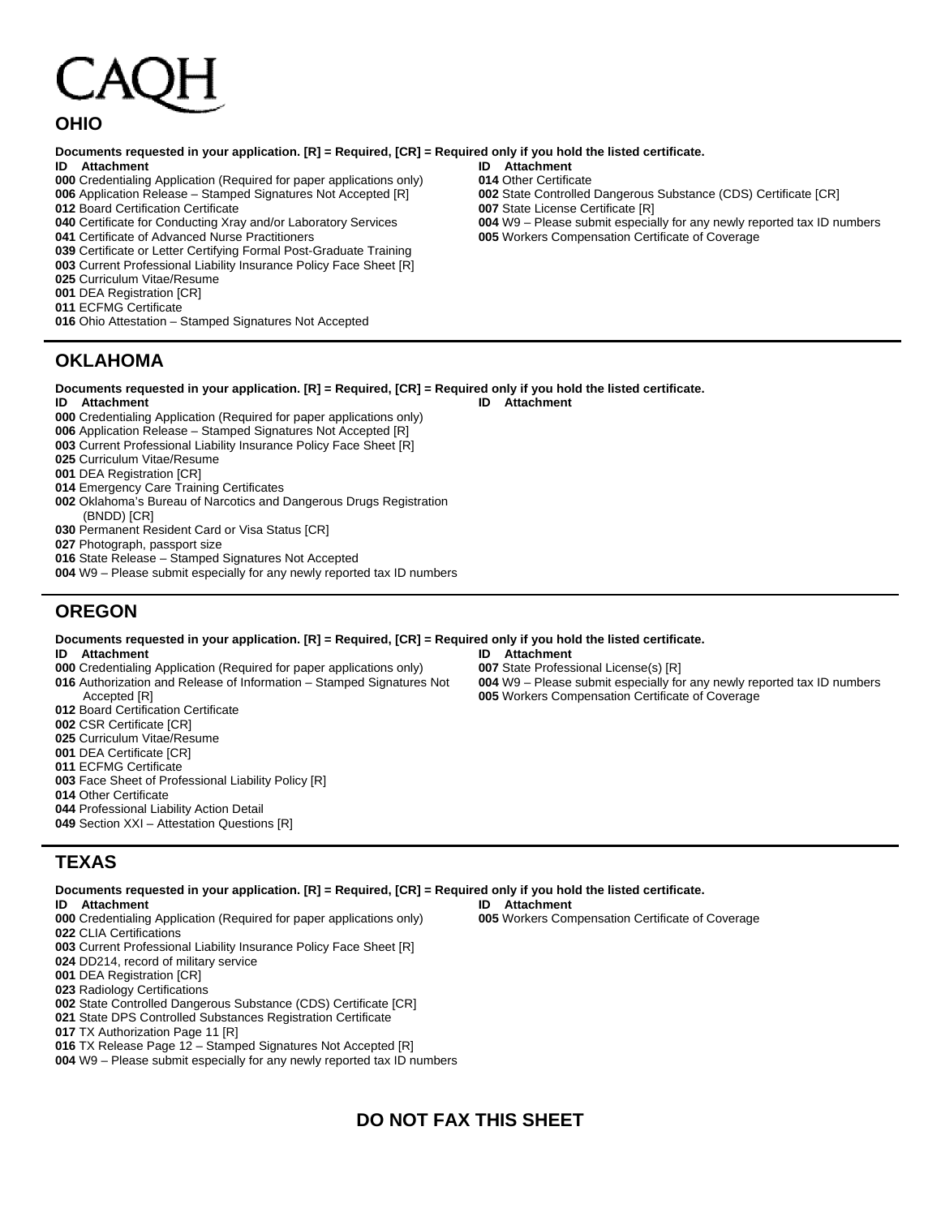CAQH

## OHIO

**Documents requested in your application. [R] = Required, [CR] = Required only if you hold the listed certificate.**

**ID Attachment**

**000** Credentialing Application (Required for paper applications only)
**006** Application Release – Stamped Signatures Not Accepted [R]
**012** Board Certification Certificate
**040** Certificate for Conducting Xray and/or Laboratory Services
**041** Certificate of Advanced Nurse Practitioners
**039** Certificate or Letter Certifying Formal Post-Graduate Training
**003** Current Professional Liability Insurance Policy Face Sheet [R]
**025** Curriculum Vitae/Resume
**001** DEA Registration [CR]
**011** ECFMG Certificate
**016** Ohio Attestation – Stamped Signatures Not Accepted
**014** Other Certificate
**002** State Controlled Dangerous Substance (CDS) Certificate [CR]
**007** State License Certificate [R]
**004** W9 – Please submit especially for any newly reported tax ID numbers
**005** Workers Compensation Certificate of Coverage

## OKLAHOMA

**Documents requested in your application. [R] = Required, [CR] = Required only if you hold the listed certificate.**

**ID Attachment**

**000** Credentialing Application (Required for paper applications only)
**006** Application Release – Stamped Signatures Not Accepted [R]
**003** Current Professional Liability Insurance Policy Face Sheet [R]
**025** Curriculum Vitae/Resume
**001** DEA Registration [CR]
**014** Emergency Care Training Certificates
**002** Oklahoma's Bureau of Narcotics and Dangerous Drugs Registration (BNDD) [CR]
**030** Permanent Resident Card or Visa Status [CR]
**027** Photograph, passport size
**016** State Release – Stamped Signatures Not Accepted
**004** W9 – Please submit especially for any newly reported tax ID numbers

## OREGON

**Documents requested in your application. [R] = Required, [CR] = Required only if you hold the listed certificate.**

**ID Attachment**

**000** Credentialing Application (Required for paper applications only)
**016** Authorization and Release of Information – Stamped Signatures Not Accepted [R]
**012** Board Certification Certificate
**002** CSR Certificate [CR]
**025** Curriculum Vitae/Resume
**001** DEA Certificate [CR]
**011** ECFMG Certificate
**003** Face Sheet of Professional Liability Policy [R]
**014** Other Certificate
**044** Professional Liability Action Detail
**049** Section XXI – Attestation Questions [R]
**007** State Professional License(s) [R]
**004** W9 – Please submit especially for any newly reported tax ID numbers
**005** Workers Compensation Certificate of Coverage

## TEXAS

**Documents requested in your application. [R] = Required, [CR] = Required only if you hold the listed certificate.**

**ID Attachment**

**000** Credentialing Application (Required for paper applications only)
**022** CLIA Certifications
**003** Current Professional Liability Insurance Policy Face Sheet [R]
**024** DD214, record of military service
**001** DEA Registration [CR]
**023** Radiology Certifications
**002** State Controlled Dangerous Substance (CDS) Certificate [CR]
**021** State DPS Controlled Substances Registration Certificate
**017** TX Authorization Page 11 [R]
**016** TX Release Page 12 – Stamped Signatures Not Accepted [R]
**004** W9 – Please submit especially for any newly reported tax ID numbers
**005** Workers Compensation Certificate of Coverage

**DO NOT FAX THIS SHEET**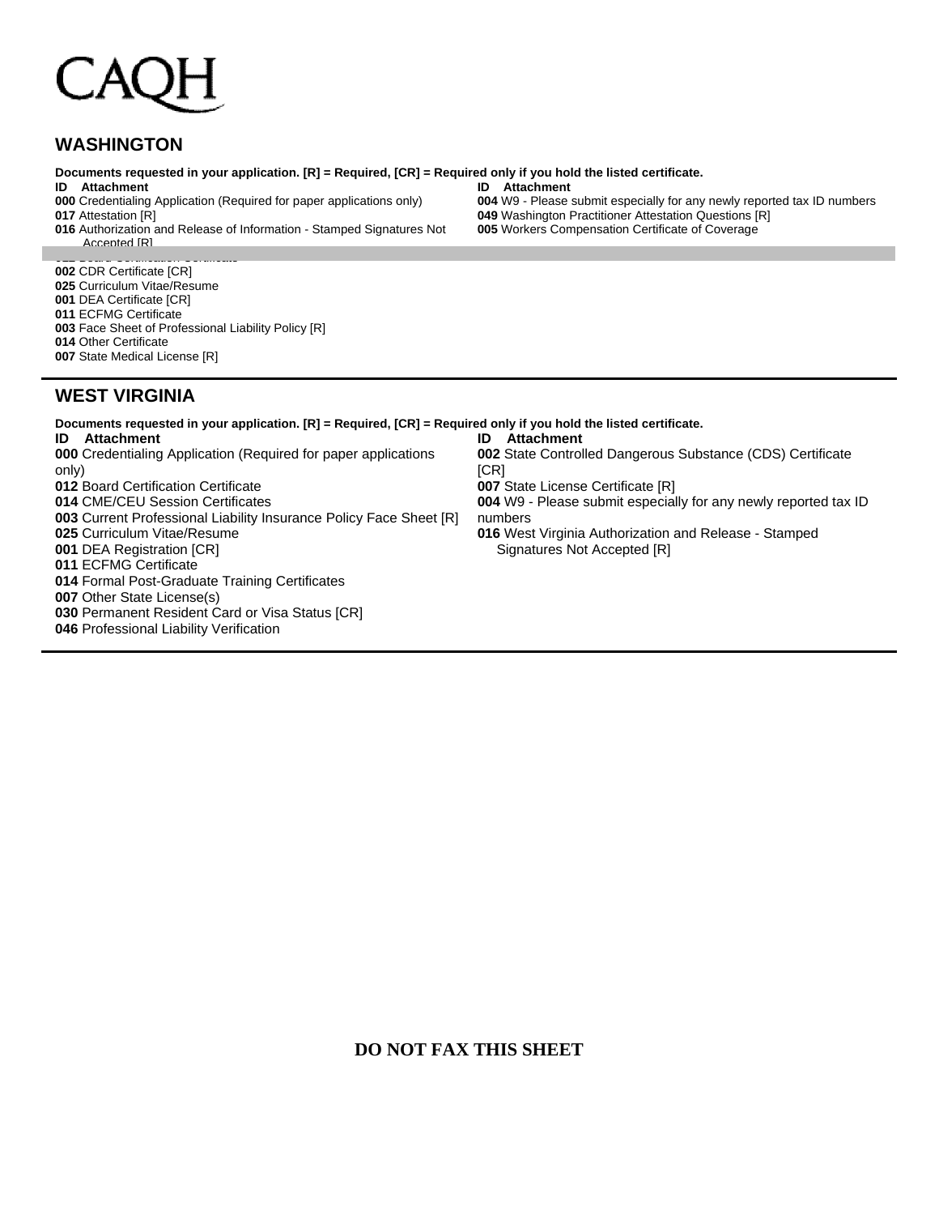CAQH

## WASHINGTON

**Documents requested in your application. [R] = Required, [CR] = Required only if you hold the listed certificate.**

**ID Attachment**

**000** Credentialing Application (Required for paper applications only)
**017** Attestation [R]
**016** Authorization and Release of Information - Stamped Signatures Not Accepted [R]
**012** Board Certification Certificate
**002** CDR Certificate [CR]
**025** Curriculum Vitae/Resume
**001** DEA Certificate [CR]
**011** ECFMG Certificate
**003** Face Sheet of Professional Liability Policy [R]
**014** Other Certificate
**007** State Medical License [R]

**ID Attachment**

**004** W9 - Please submit especially for any newly reported tax ID numbers
**049** Washington Practitioner Attestation Questions [R]
**005** Workers Compensation Certificate of Coverage

## WEST VIRGINIA

**Documents requested in your application. [R] = Required, [CR] = Required only if you hold the listed certificate.**

**ID Attachment**

**000** Credentialing Application (Required for paper applications only)
**012** Board Certification Certificate
**014** CME/CEU Session Certificates
**003** Current Professional Liability Insurance Policy Face Sheet [R]
**025** Curriculum Vitae/Resume
**001** DEA Registration [CR]
**011** ECFMG Certificate
**014** Formal Post-Graduate Training Certificates
**007** Other State License(s)
**030** Permanent Resident Card or Visa Status [CR]
**046** Professional Liability Verification

**ID Attachment**

**002** State Controlled Dangerous Substance (CDS) Certificate [CR]
**007** State License Certificate [R]
**004** W9 - Please submit especially for any newly reported tax ID numbers
**016** West Virginia Authorization and Release - Stamped Signatures Not Accepted [R]

**DO NOT FAX THIS SHEET**